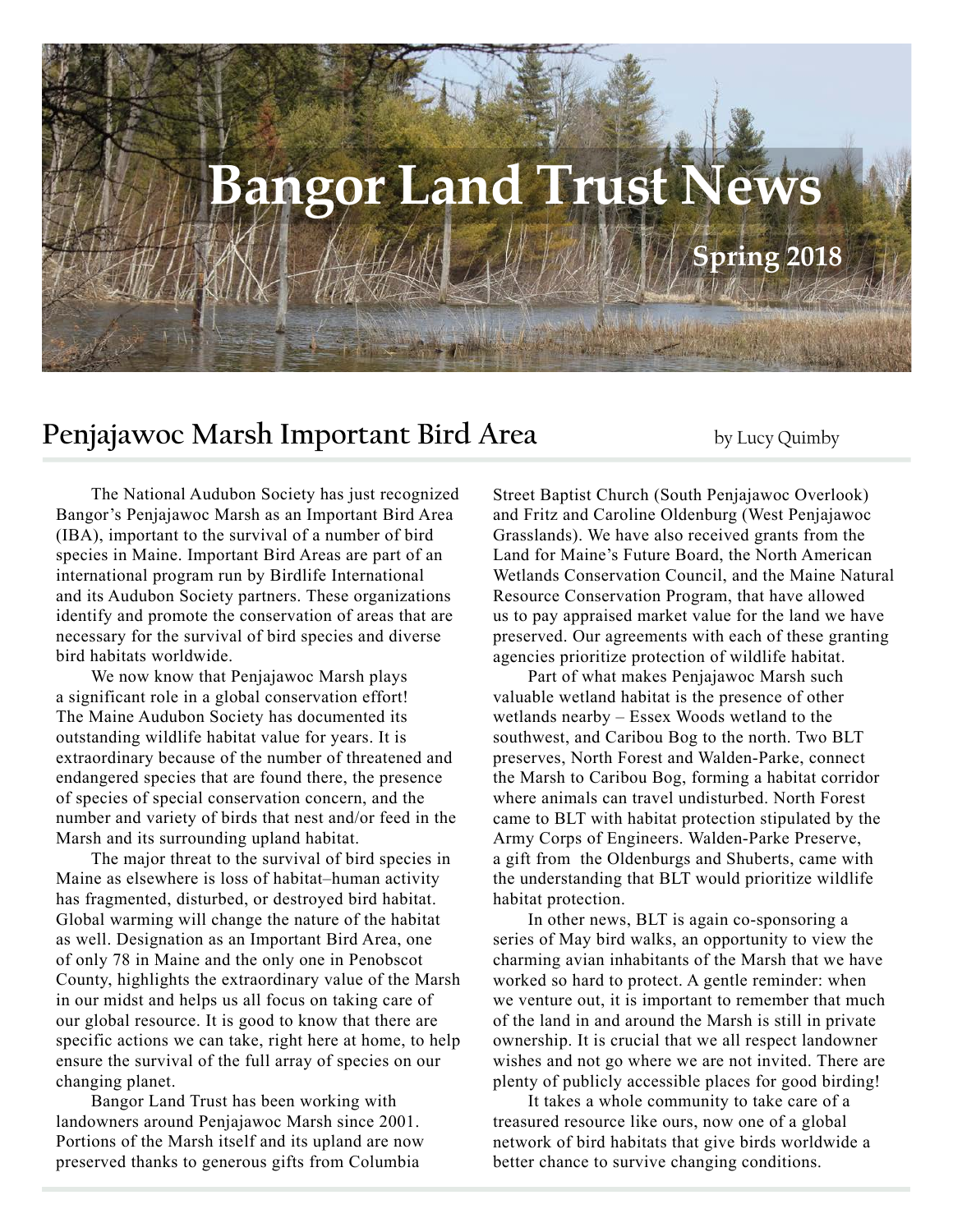# Bangor Land Trust News

**Spring 2018**

## Penjajawoc Marsh Important Bird Area

by Lucy Quimby

The National Audubon Society has just recognized Bangor's Penjajawoc Marsh as an Important Bird Area (IBA), important to the survival of a number of bird species in Maine. Important Bird Areas are part of an international program run by Birdlife International and its Audubon Society partners. These organizations identify and promote the conservation of areas that are necessary for the survival of bird species and diverse bird habitats worldwide.

We now know that Penjajawoc Marsh plays a significant role in a global conservation effort! The Maine Audubon Society has documented its outstanding wildlife habitat value for years. It is extraordinary because of the number of threatened and endangered species that are found there, the presence of species of special conservation concern, and the number and variety of birds that nest and/or feed in the Marsh and its surrounding upland habitat.

The major threat to the survival of bird species in Maine as elsewhere is loss of habitat–human activity has fragmented, disturbed, or destroyed bird habitat. Global warming will change the nature of the habitat as well. Designation as an Important Bird Area, one of only 78 in Maine and the only one in Penobscot County, highlights the extraordinary value of the Marsh in our midst and helps us all focus on taking care of our global resource. It is good to know that there are specific actions we can take, right here at home, to help ensure the survival of the full array of species on our changing planet.

Bangor Land Trust has been working with landowners around Penjajawoc Marsh since 2001. Portions of the Marsh itself and its upland are now preserved thanks to generous gifts from Columbia Street Baptist Church (South Penjajawoc Overlook) and Fritz and Caroline Oldenburg (West Penjajawoc Grasslands). We have also received grants from the Land for Maine's Future Board, the North American Wetlands Conservation Council, and the Maine Natural Resource Conservation Program, that have allowed us to pay appraised market value for the land we have preserved. Our agreements with each of these granting agencies prioritize protection of wildlife habitat.

Part of what makes Penjajawoc Marsh such valuable wetland habitat is the presence of other wetlands nearby – Essex Woods wetland to the southwest, and Caribou Bog to the north. Two BLT preserves, North Forest and Walden-Parke, connect the Marsh to Caribou Bog, forming a habitat corridor where animals can travel undisturbed. North Forest came to BLT with habitat protection stipulated by the Army Corps of Engineers. Walden-Parke Preserve, a gift from the Oldenburgs and Shuberts, came with the understanding that BLT would prioritize wildlife habitat protection.

In other news, BLT is again co-sponsoring a series of May bird walks, an opportunity to view the charming avian inhabitants of the Marsh that we have worked so hard to protect. A gentle reminder: when we venture out, it is important to remember that much of the land in and around the Marsh is still in private ownership. It is crucial that we all respect landowner wishes and not go where we are not invited. There are plenty of publicly accessible places for good birding!

It takes a whole community to take care of a treasured resource like ours, now one of a global network of bird habitats that give birds worldwide a better chance to survive changing conditions.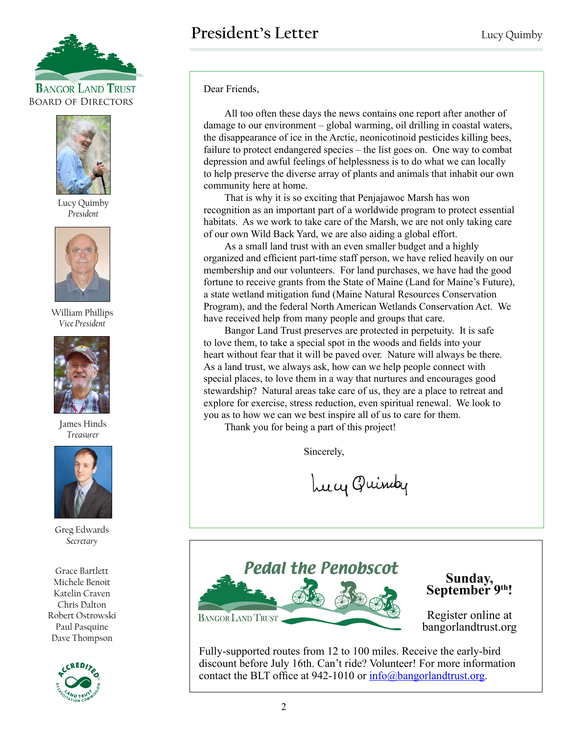# President's Letter

Lucy Quimby

BANGOR LAND TRUST
BOARD OF DIRECTORS

Lucy Quimby
*President*

William Phillips
*Vice President*

James Hinds
*Treasurer*

Greg Edwards
*Secretary*

Grace Bartlett
Michele Benoit
Katelin Craven
Chris Dalton
Robert Ostrowski
Paul Pasquine
Dave Thompson

Dear Friends,

All too often these days the news contains one report after another of damage to our environment – global warming, oil drilling in coastal waters, the disappearance of ice in the Arctic, neonicotinoid pesticides killing bees, failure to protect endangered species – the list goes on. One way to combat depression and awful feelings of helplessness is to do what we can locally to help preserve the diverse array of plants and animals that inhabit our own community here at home.

That is why it is so exciting that Penjajawoc Marsh has won recognition as an important part of a worldwide program to protect essential habitats. As we work to take care of the Marsh, we are not only taking care of our own Wild Back Yard, we are also aiding a global effort.

As a small land trust with an even smaller budget and a highly organized and efficient part-time staff person, we have relied heavily on our membership and our volunteers. For land purchases, we have had the good fortune to receive grants from the State of Maine (Land for Maine's Future), a state wetland mitigation fund (Maine Natural Resources Conservation Program), and the federal North American Wetlands Conservation Act. We have received help from many people and groups that care.

Bangor Land Trust preserves are protected in perpetuity. It is safe to love them, to take a special spot in the woods and fields into your heart without fear that it will be paved over. Nature will always be there. As a land trust, we always ask, how can we help people connect with special places, to love them in a way that nurtures and encourages good stewardship? Natural areas take care of us, they are a place to retreat and explore for exercise, stress reduction, even spiritual renewal. We look to you as to how we can we best inspire all of us to care for them.

Thank you for being a part of this project!

Sincerely,

Lucy Quimby

## Pedal the Penobscot

BANGOR LAND TRUST

**Sunday, September 9th!**

Register online at bangorlandtrust.org

Fully-supported routes from 12 to 100 miles. Receive the early-bird discount before July 16th. Can't ride? Volunteer! For more information contact the BLT office at 942-1010 or info@bangorlandtrust.org.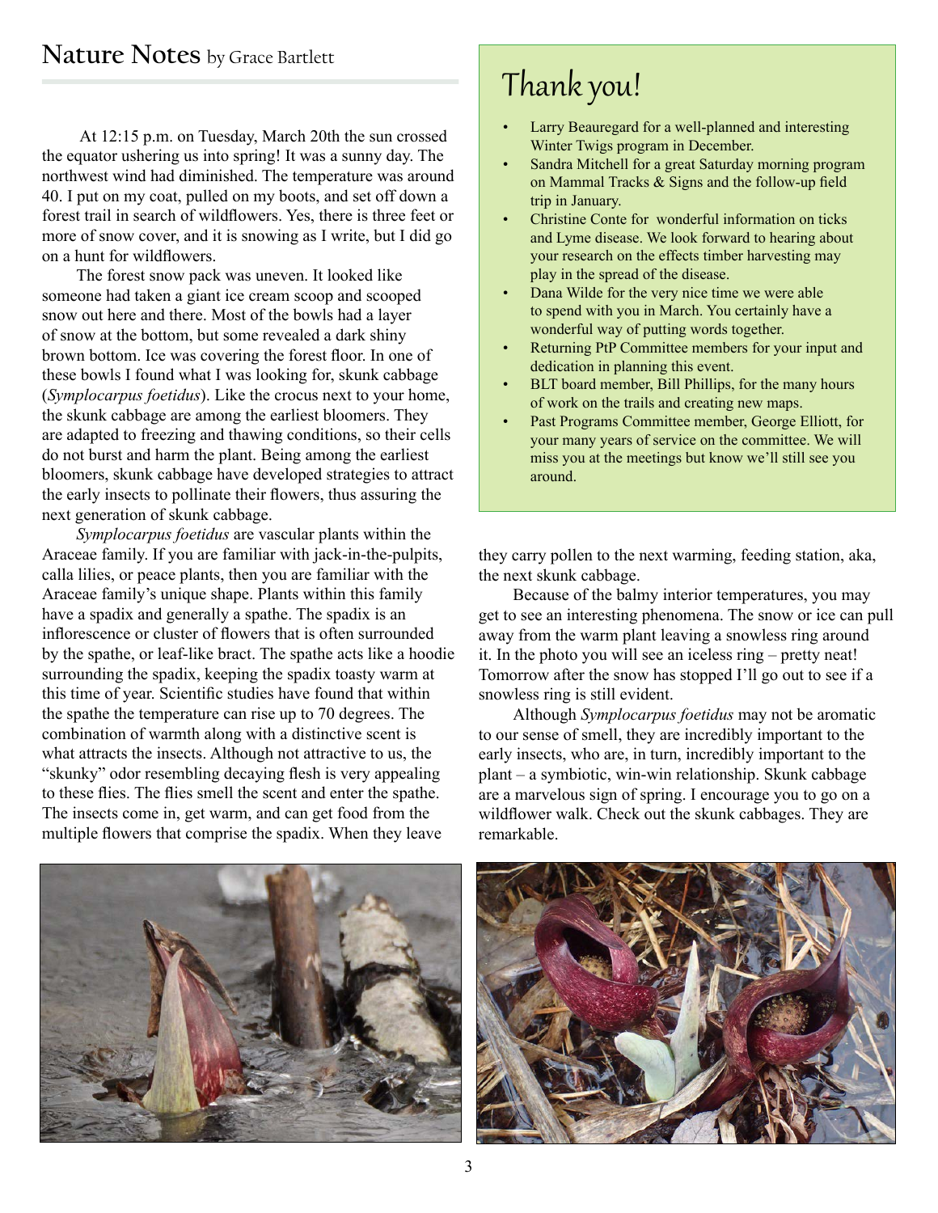## Nature Notes by Grace Bartlett

At 12:15 p.m. on Tuesday, March 20th the sun crossed the equator ushering us into spring! It was a sunny day. The northwest wind had diminished. The temperature was around 40. I put on my coat, pulled on my boots, and set off down a forest trail in search of wildflowers. Yes, there is three feet or more of snow cover, and it is snowing as I write, but I did go on a hunt for wildflowers.

The forest snow pack was uneven. It looked like someone had taken a giant ice cream scoop and scooped snow out here and there. Most of the bowls had a layer of snow at the bottom, but some revealed a dark shiny brown bottom. Ice was covering the forest floor. In one of these bowls I found what I was looking for, skunk cabbage (*Symplocarpus foetidus*). Like the crocus next to your home, the skunk cabbage are among the earliest bloomers. They are adapted to freezing and thawing conditions, so their cells do not burst and harm the plant. Being among the earliest bloomers, skunk cabbage have developed strategies to attract the early insects to pollinate their flowers, thus assuring the next generation of skunk cabbage.

*Symplocarpus foetidus* are vascular plants within the Araceae family. If you are familiar with jack-in-the-pulpits, calla lilies, or peace plants, then you are familiar with the Araceae family's unique shape. Plants within this family have a spadix and generally a spathe. The spadix is an inflorescence or cluster of flowers that is often surrounded by the spathe, or leaf-like bract. The spathe acts like a hoodie surrounding the spadix, keeping the spadix toasty warm at this time of year. Scientific studies have found that within the spathe the temperature can rise up to 70 degrees. The combination of warmth along with a distinctive scent is what attracts the insects. Although not attractive to us, the "skunky" odor resembling decaying flesh is very appealing to these flies. The flies smell the scent and enter the spathe. The insects come in, get warm, and can get food from the multiple flowers that comprise the spadix. When they leave they carry pollen to the next warming, feeding station, aka, the next skunk cabbage.

Because of the balmy interior temperatures, you may get to see an interesting phenomena. The snow or ice can pull away from the warm plant leaving a snowless ring around it. In the photo you will see an iceless ring – pretty neat! Tomorrow after the snow has stopped I'll go out to see if a snowless ring is still evident.

Although *Symplocarpus foetidus* may not be aromatic to our sense of smell, they are incredibly important to the early insects, who are, in turn, incredibly important to the plant – a symbiotic, win-win relationship. Skunk cabbage are a marvelous sign of spring. I encourage you to go on a wildflower walk. Check out the skunk cabbages. They are remarkable.

## Thank you!

- Larry Beauregard for a well-planned and interesting Winter Twigs program in December.
- Sandra Mitchell for a great Saturday morning program on Mammal Tracks & Signs and the follow-up field trip in January.
- Christine Conte for wonderful information on ticks and Lyme disease. We look forward to hearing about your research on the effects timber harvesting may play in the spread of the disease.
- Dana Wilde for the very nice time we were able to spend with you in March. You certainly have a wonderful way of putting words together.
- Returning PtP Committee members for your input and dedication in planning this event.
- BLT board member, Bill Phillips, for the many hours of work on the trails and creating new maps.
- Past Programs Committee member, George Elliott, for your many years of service on the committee. We will miss you at the meetings but know we'll still see you around.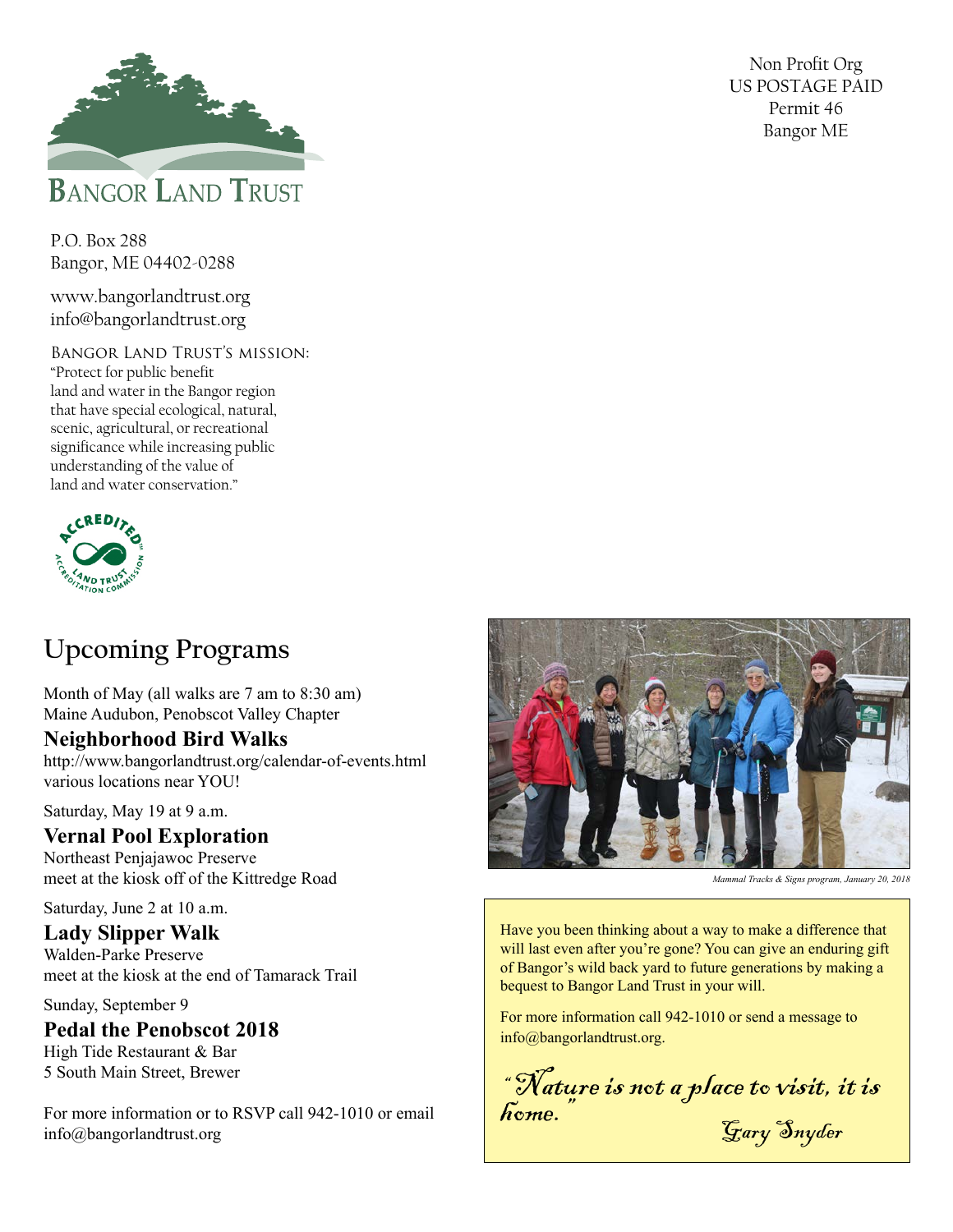Non Profit Org
US POSTAGE PAID
Permit 46
Bangor ME

BANGOR LAND TRUST

P.O. Box 288
Bangor, ME 04402-0288

www.bangorlandtrust.org
info@bangorlandtrust.org

BANGOR LAND TRUST'S MISSION:
"Protect for public benefit land and water in the Bangor region that have special ecological, natural, scenic, agricultural, or recreational significance while increasing public understanding of the value of land and water conservation."

ACCREDITED LAND TRUST ACCREDITATION COMMISSION

# Upcoming Programs

Month of May (all walks are 7 am to 8:30 am)
Maine Audubon, Penobscot Valley Chapter

## Neighborhood Bird Walks

http://www.bangorlandtrust.org/calendar-of-events.html
various locations near YOU!

Saturday, May 19 at 9 a.m.

## Vernal Pool Exploration

Northeast Penjajawoc Preserve
meet at the kiosk off of the Kittredge Road

Saturday, June 2 at 10 a.m.

## Lady Slipper Walk

Walden-Parke Preserve
meet at the kiosk at the end of Tamarack Trail

Sunday, September 9

## Pedal the Penobscot 2018

High Tide Restaurant & Bar
5 South Main Street, Brewer

For more information or to RSVP call 942-1010 or email info@bangorlandtrust.org

*Mammal Tracks & Signs program, January 20, 2018*

Have you been thinking about a way to make a difference that will last even after you're gone? You can give an enduring gift of Bangor's wild back yard to future generations by making a bequest to Bangor Land Trust in your will.

For more information call 942-1010 or send a message to info@bangorlandtrust.org.

*"Nature is not a place to visit, it is home."*
*Gary Snyder*